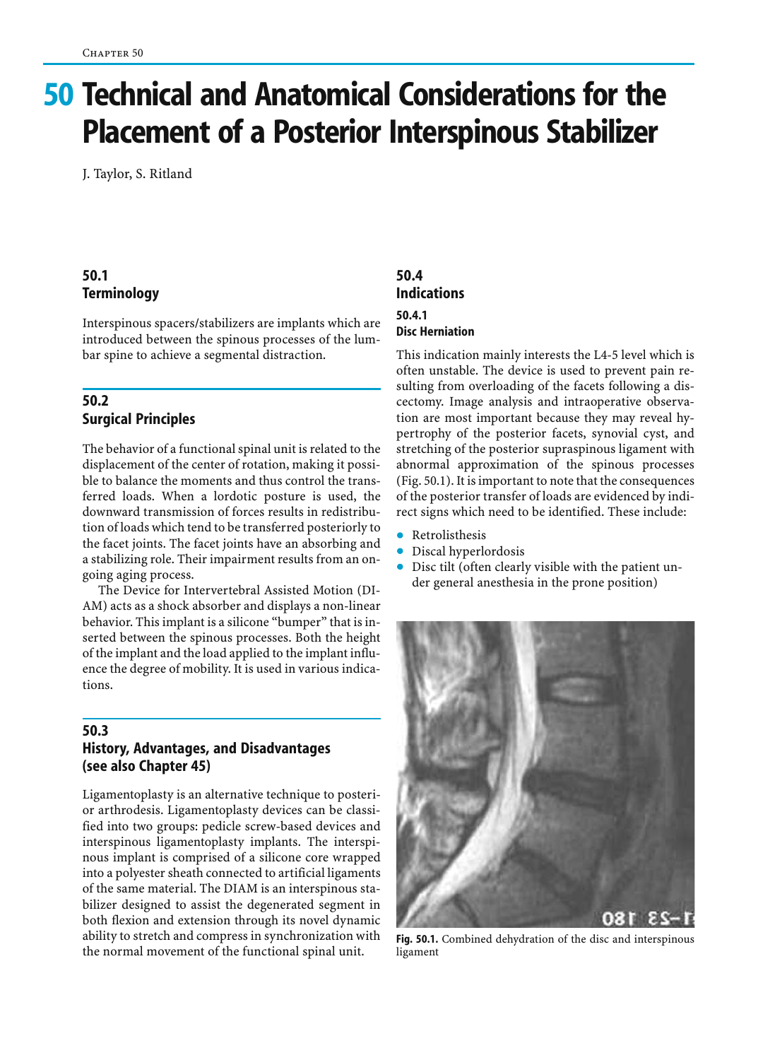# 50 Technical and Anatomical Considerations for the Placement of a Posterior Interspinous Stabilizer

J. Taylor, S. Ritland

## 50.1 Terminology

Interspinous spacers/stabilizers are implants which are introduced between the spinous processes of the lumbar spine to achieve a segmental distraction.

## 50.2 Surgical Principles

The behavior of a functional spinal unit is related to the displacement of the center of rotation, making it possible to balance the moments and thus control the transferred loads. When a lordotic posture is used, the downward transmission of forces results in redistribution of loads which tend to be transferred posteriorly to the facet joints. The facet joints have an absorbing and a stabilizing role. Their impairment results from an ongoing aging process.

The Device for Intervertebral Assisted Motion (DIAM) acts as a shock absorber and displays a non-linear behavior. This implant is a silicone "bumper" that is inserted between the spinous processes. Both the height of the implant and the load applied to the implant influence the degree of mobility. It is used in various indications.

## 50.3 History, Advantages, and Disadvantages (see also Chapter 45)

Ligamentoplasty is an alternative technique to posterior arthrodesis. Ligamentoplasty devices can be classified into two groups: pedicle screw-based devices and interspinous ligamentoplasty implants. The interspinous implant is comprised of a silicone core wrapped into a polyester sheath connected to artificial ligaments of the same material. The DIAM is an interspinous stabilizer designed to assist the degenerated segment in both flexion and extension through its novel dynamic ability to stretch and compress in synchronization with the normal movement of the functional spinal unit.

## 50.4 Indications

### 50.4.1 Disc Herniation

This indication mainly interests the L4-5 level which is often unstable. The device is used to prevent pain resulting from overloading of the facets following a discectomy. Image analysis and intraoperative observation are most important because they may reveal hypertrophy of the posterior facets, synovial cyst, and stretching of the posterior supraspinous ligament with abnormal approximation of the spinous processes (Fig. 50.1). It is important to note that the consequences of the posterior transfer of loads are evidenced by indirect signs which need to be identified. These include:

- Retrolisthesis
- Discal hyperlordosis
- Disc tilt (often clearly visible with the patient under general anesthesia in the prone position)

**Fig. 50.1.** Combined dehydration of the disc and interspinous ligament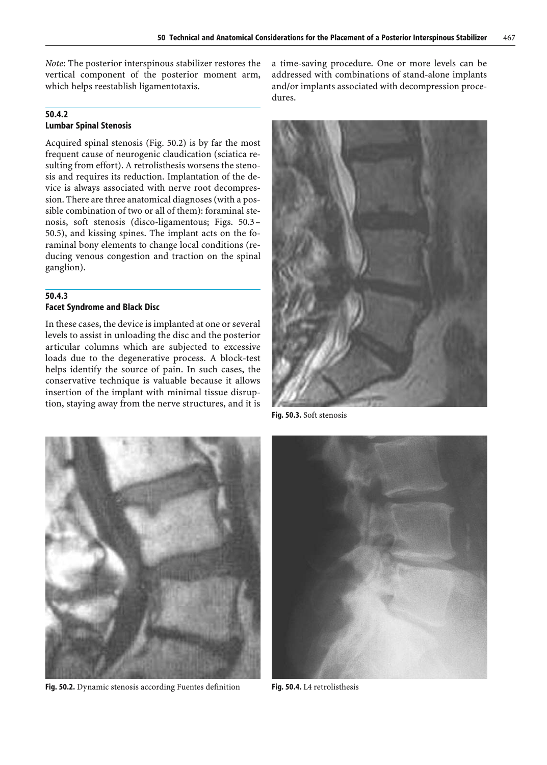*Note*: The posterior interspinous stabilizer restores the vertical component of the posterior moment arm, which helps reestablish ligamentotaxis.

### 50.4.2 Lumbar Spinal Stenosis

Acquired spinal stenosis (Fig. 50.2) is by far the most frequent cause of neurogenic claudication (sciatica resulting from effort). A retrolisthesis worsens the stenosis and requires its reduction. Implantation of the device is always associated with nerve root decompression. There are three anatomical diagnoses (with a possible combination of two or all of them): foraminal stenosis, soft stenosis (disco-ligamentous; Figs. 50.3–50.5), and kissing spines. The implant acts on the foraminal bony elements to change local conditions (reducing venous congestion and traction on the spinal ganglion).

### 50.4.3 Facet Syndrome and Black Disc

In these cases, the device is implanted at one or several levels to assist in unloading the disc and the posterior articular columns which are subjected to excessive loads due to the degenerative process. A block-test helps identify the source of pain. In such cases, the conservative technique is valuable because it allows insertion of the implant with minimal tissue disruption, staying away from the nerve structures, and it is a time-saving procedure. One or more levels can be addressed with combinations of stand-alone implants and/or implants associated with decompression procedures.

**Fig. 50.3.** Soft stenosis

**Fig. 50.2.** Dynamic stenosis according Fuentes definition

**Fig. 50.4.** L4 retrolisthesis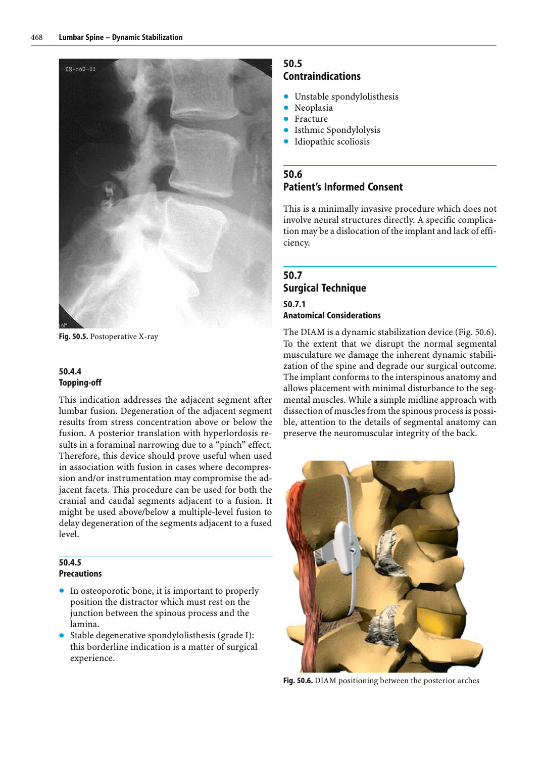Fig. 50.5. Postoperative X-ray

### 50.4.4 Topping-off

This indication addresses the adjacent segment after lumbar fusion. Degeneration of the adjacent segment results from stress concentration above or below the fusion. A posterior translation with hyperlordosis results in a foraminal narrowing due to a "pinch" effect. Therefore, this device should prove useful when used in association with fusion in cases where decompression and/or instrumentation may compromise the adjacent facets. This procedure can be used for both the cranial and caudal segments adjacent to a fusion. It might be used above/below a multiple-level fusion to delay degeneration of the segments adjacent to a fused level.

### 50.4.5 Precautions

- In osteoporotic bone, it is important to properly position the distractor which must rest on the junction between the spinous process and the lamina.
- Stable degenerative spondylolisthesis (grade I): this borderline indication is a matter of surgical experience.

## 50.5 Contraindications

- Unstable spondylolisthesis
- Neoplasia
- Fracture
- Isthmic Spondylolysis
- Idiopathic scoliosis

## 50.6 Patient's Informed Consent

This is a minimally invasive procedure which does not involve neural structures directly. A specific complication may be a dislocation of the implant and lack of efficiency.

## 50.7 Surgical Technique

### 50.7.1 Anatomical Considerations

The DIAM is a dynamic stabilization device (Fig. 50.6). To the extent that we disrupt the normal segmental musculature we damage the inherent dynamic stabilization of the spine and degrade our surgical outcome. The implant conforms to the interspinous anatomy and allows placement with minimal disturbance to the segmental muscles. While a simple midline approach with dissection of muscles from the spinous process is possible, attention to the details of segmental anatomy can preserve the neuromuscular integrity of the back.

Fig. 50.6. DIAM positioning between the posterior arches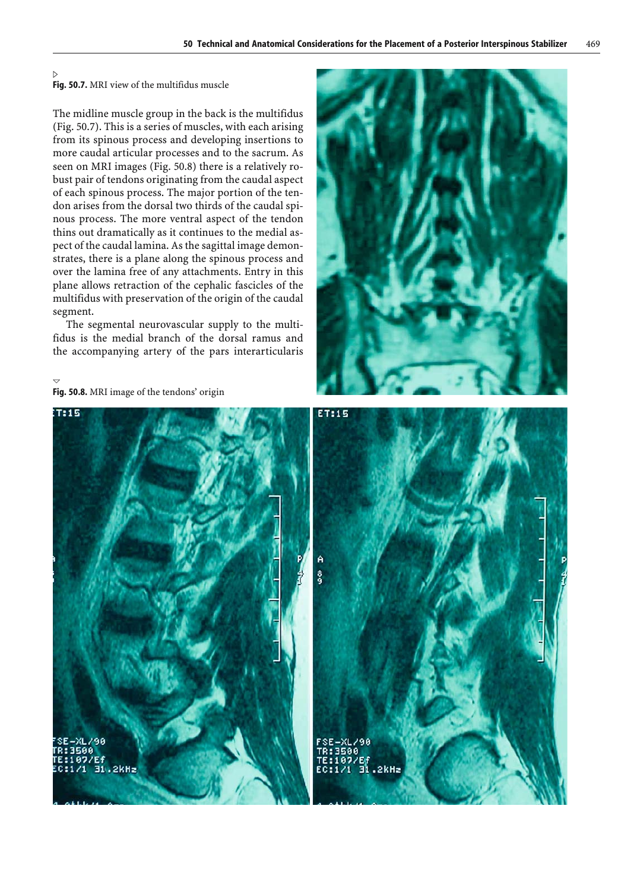▷
**Fig. 50.7.** MRI view of the multifidus muscle

The midline muscle group in the back is the multifidus (Fig. 50.7). This is a series of muscles, with each arising from its spinous process and developing insertions to more caudal articular processes and to the sacrum. As seen on MRI images (Fig. 50.8) there is a relatively robust pair of tendons originating from the caudal aspect of each spinous process. The major portion of the tendon arises from the dorsal two thirds of the caudal spinous process. The more ventral aspect of the tendon thins out dramatically as it continues to the medial aspect of the caudal lamina. As the sagittal image demonstrates, there is a plane along the spinous process and over the lamina free of any attachments. Entry in this plane allows retraction of the cephalic fascicles of the multifidus with preservation of the origin of the caudal segment.

The segmental neurovascular supply to the multifidus is the medial branch of the dorsal ramus and the accompanying artery of the pars interarticularis

▽
**Fig. 50.8.** MRI image of the tendons' origin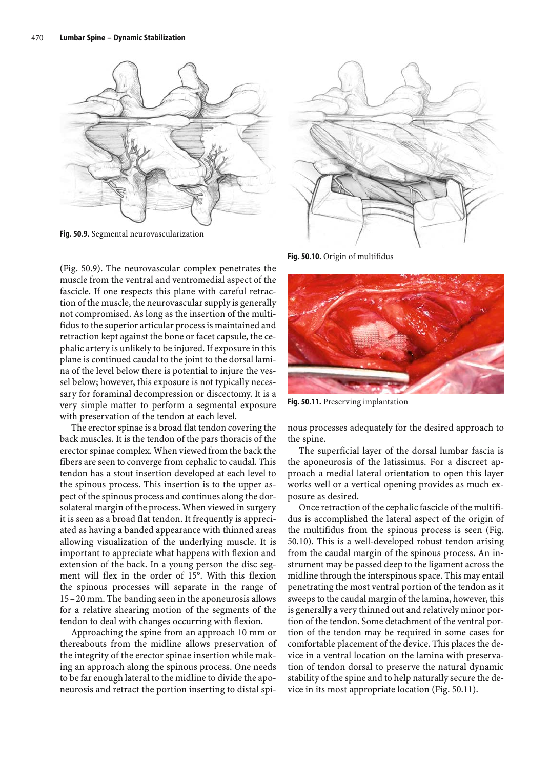Fig. 50.9. Segmental neurovascularization

Fig. 50.10. Origin of multifidus

Fig. 50.11. Preserving implantation

(Fig. 50.9). The neurovascular complex penetrates the muscle from the ventral and ventromedial aspect of the fascicle. If one respects this plane with careful retraction of the muscle, the neurovascular supply is generally not compromised. As long as the insertion of the multifidus to the superior articular process is maintained and retraction kept against the bone or facet capsule, the cephalic artery is unlikely to be injured. If exposure in this plane is continued caudal to the joint to the dorsal lamina of the level below there is potential to injure the vessel below; however, this exposure is not typically necessary for foraminal decompression or discectomy. It is a very simple matter to perform a segmental exposure with preservation of the tendon at each level.

The erector spinae is a broad flat tendon covering the back muscles. It is the tendon of the pars thoracis of the erector spinae complex. When viewed from the back the fibers are seen to converge from cephalic to caudal. This tendon has a stout insertion developed at each level to the spinous process. This insertion is to the upper aspect of the spinous process and continues along the dorsolateral margin of the process. When viewed in surgery it is seen as a broad flat tendon. It frequently is appreciated as having a banded appearance with thinned areas allowing visualization of the underlying muscle. It is important to appreciate what happens with flexion and extension of the back. In a young person the disc segment will flex in the order of 15°. With this flexion the spinous processes will separate in the range of 15–20 mm. The banding seen in the aponeurosis allows for a relative shearing motion of the segments of the tendon to deal with changes occurring with flexion.

Approaching the spine from an approach 10 mm or thereabouts from the midline allows preservation of the integrity of the erector spinae insertion while making an approach along the spinous process. One needs to be far enough lateral to the midline to divide the aponeurosis and retract the portion inserting to distal spinous processes adequately for the desired approach to the spine.

The superficial layer of the dorsal lumbar fascia is the aponeurosis of the latissimus. For a discreet approach a medial lateral orientation to open this layer works well or a vertical opening provides as much exposure as desired.

Once retraction of the cephalic fascicle of the multifidus is accomplished the lateral aspect of the origin of the multifidus from the spinous process is seen (Fig. 50.10). This is a well-developed robust tendon arising from the caudal margin of the spinous process. An instrument may be passed deep to the ligament across the midline through the interspinous space. This may entail penetrating the most ventral portion of the tendon as it sweeps to the caudal margin of the lamina, however, this is generally a very thinned out and relatively minor portion of the tendon. Some detachment of the ventral portion of the tendon may be required in some cases for comfortable placement of the device. This places the device in a ventral location on the lamina with preservation of tendon dorsal to preserve the natural dynamic stability of the spine and to help naturally secure the device in its most appropriate location (Fig. 50.11).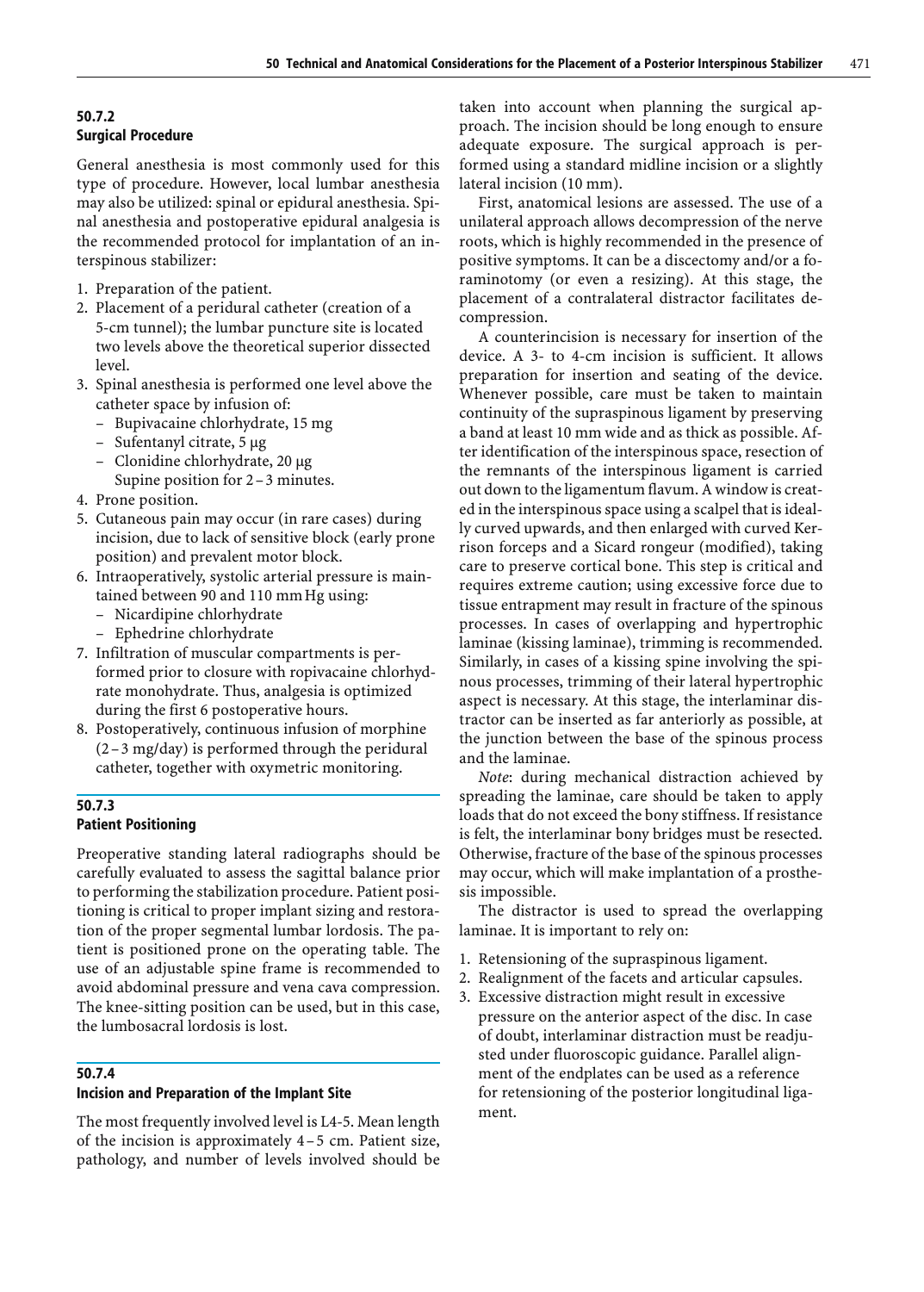### 50.7.2
### Surgical Procedure

General anesthesia is most commonly used for this type of procedure. However, local lumbar anesthesia may also be utilized: spinal or epidural anesthesia. Spinal anesthesia and postoperative epidural analgesia is the recommended protocol for implantation of an interspinous stabilizer:

1. Preparation of the patient.
2. Placement of a peridural catheter (creation of a 5-cm tunnel); the lumbar puncture site is located two levels above the theoretical superior dissected level.
3. Spinal anesthesia is performed one level above the catheter space by infusion of:
   - Bupivacaine chlorhydrate, 15 mg
   - Sufentanyl citrate, 5 μg
   - Clonidine chlorhydrate, 20 μg

   Supine position for 2–3 minutes.
4. Prone position.
5. Cutaneous pain may occur (in rare cases) during incision, due to lack of sensitive block (early prone position) and prevalent motor block.
6. Intraoperatively, systolic arterial pressure is maintained between 90 and 110 mmHg using:
   - Nicardipine chlorhydrate
   - Ephedrine chlorhydrate
7. Infiltration of muscular compartments is performed prior to closure with ropivacaine chlorhydrate monohydrate. Thus, analgesia is optimized during the first 6 postoperative hours.
8. Postoperatively, continuous infusion of morphine (2–3 mg/day) is performed through the peridural catheter, together with oxymetric monitoring.

### 50.7.3
### Patient Positioning

Preoperative standing lateral radiographs should be carefully evaluated to assess the sagittal balance prior to performing the stabilization procedure. Patient positioning is critical to proper implant sizing and restoration of the proper segmental lumbar lordosis. The patient is positioned prone on the operating table. The use of an adjustable spine frame is recommended to avoid abdominal pressure and vena cava compression. The knee-sitting position can be used, but in this case, the lumbosacral lordosis is lost.

### 50.7.4
### Incision and Preparation of the Implant Site

The most frequently involved level is L4-5. Mean length of the incision is approximately 4–5 cm. Patient size, pathology, and number of levels involved should be taken into account when planning the surgical approach. The incision should be long enough to ensure adequate exposure. The surgical approach is performed using a standard midline incision or a slightly lateral incision (10 mm).

First, anatomical lesions are assessed. The use of a unilateral approach allows decompression of the nerve roots, which is highly recommended in the presence of positive symptoms. It can be a discectomy and/or a foraminotomy (or even a resizing). At this stage, the placement of a contralateral distractor facilitates decompression.

A counterincision is necessary for insertion of the device. A 3- to 4-cm incision is sufficient. It allows preparation for insertion and seating of the device. Whenever possible, care must be taken to maintain continuity of the supraspinous ligament by preserving a band at least 10 mm wide and as thick as possible. After identification of the interspinous space, resection of the remnants of the interspinous ligament is carried out down to the ligamentum flavum. A window is created in the interspinous space using a scalpel that is ideally curved upwards, and then enlarged with curved Kerrison forceps and a Sicard rongeur (modified), taking care to preserve cortical bone. This step is critical and requires extreme caution; using excessive force due to tissue entrapment may result in fracture of the spinous processes. In cases of overlapping and hypertrophic laminae (kissing laminae), trimming is recommended. Similarly, in cases of a kissing spine involving the spinous processes, trimming of their lateral hypertrophic aspect is necessary. At this stage, the interlaminar distractor can be inserted as far anteriorly as possible, at the junction between the base of the spinous process and the laminae.

*Note*: during mechanical distraction achieved by spreading the laminae, care should be taken to apply loads that do not exceed the bony stiffness. If resistance is felt, the interlaminar bony bridges must be resected. Otherwise, fracture of the base of the spinous processes may occur, which will make implantation of a prosthesis impossible.

The distractor is used to spread the overlapping laminae. It is important to rely on:

1. Retensioning of the supraspinous ligament.
2. Realignment of the facets and articular capsules.
3. Excessive distraction might result in excessive pressure on the anterior aspect of the disc. In case of doubt, interlaminar distraction must be readjusted under fluoroscopic guidance. Parallel alignment of the endplates can be used as a reference for retensioning of the posterior longitudinal ligament.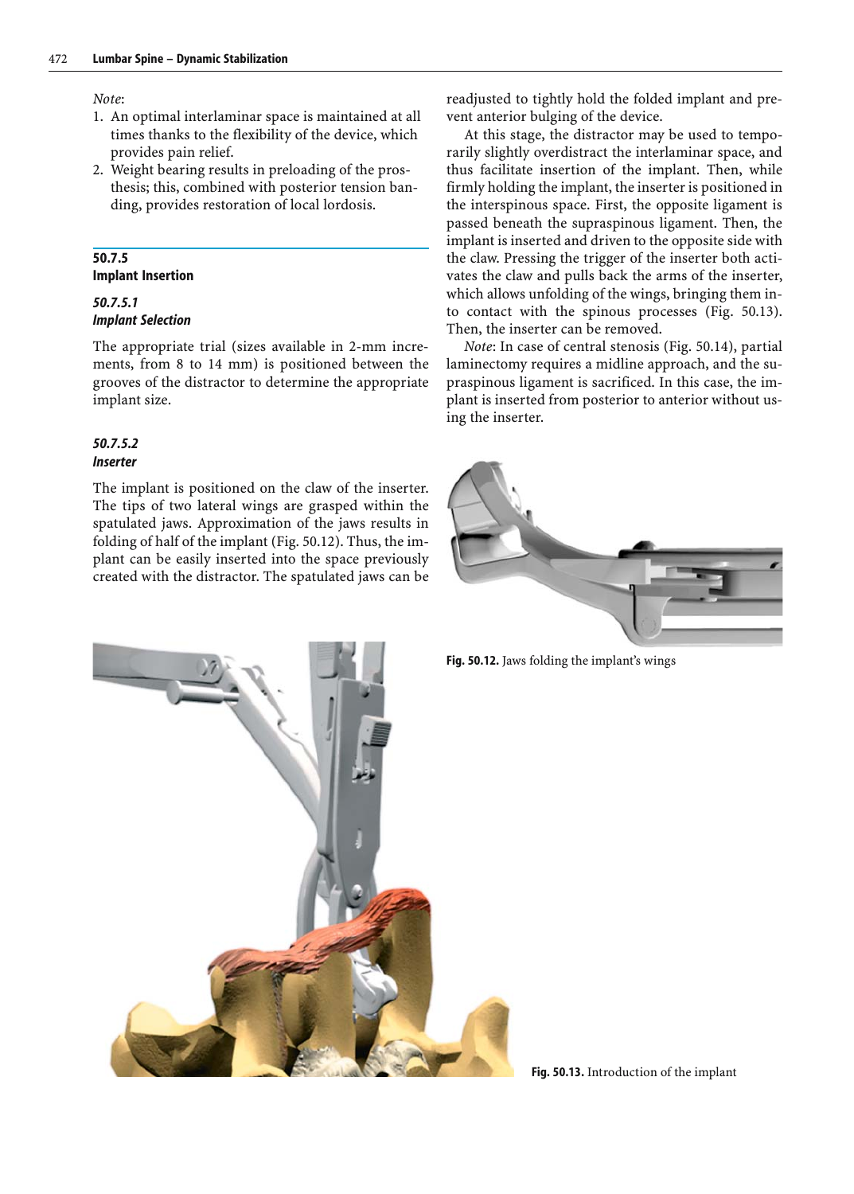*Note*:

1. An optimal interlaminar space is maintained at all times thanks to the flexibility of the device, which provides pain relief.
2. Weight bearing results in preloading of the prosthesis; this, combined with posterior tension banding, provides restoration of local lordosis.

## 50.7.5 Implant Insertion

### *50.7.5.1 Implant Selection*

The appropriate trial (sizes available in 2-mm increments, from 8 to 14 mm) is positioned between the grooves of the distractor to determine the appropriate implant size.

### *50.7.5.2 Inserter*

The implant is positioned on the claw of the inserter. The tips of two lateral wings are grasped within the spatulated jaws. Approximation of the jaws results in folding of half of the implant (Fig. 50.12). Thus, the implant can be easily inserted into the space previously created with the distractor. The spatulated jaws can be readjusted to tightly hold the folded implant and prevent anterior bulging of the device.

At this stage, the distractor may be used to temporarily slightly overdistract the interlaminar space, and thus facilitate insertion of the implant. Then, while firmly holding the implant, the inserter is positioned in the interspinous space. First, the opposite ligament is passed beneath the supraspinous ligament. Then, the implant is inserted and driven to the opposite side with the claw. Pressing the trigger of the inserter both activates the claw and pulls back the arms of the inserter, which allows unfolding of the wings, bringing them into contact with the spinous processes (Fig. 50.13). Then, the inserter can be removed.

*Note*: In case of central stenosis (Fig. 50.14), partial laminectomy requires a midline approach, and the supraspinous ligament is sacrificed. In this case, the implant is inserted from posterior to anterior without using the inserter.

**Fig. 50.12.** Jaws folding the implant's wings

**Fig. 50.13.** Introduction of the implant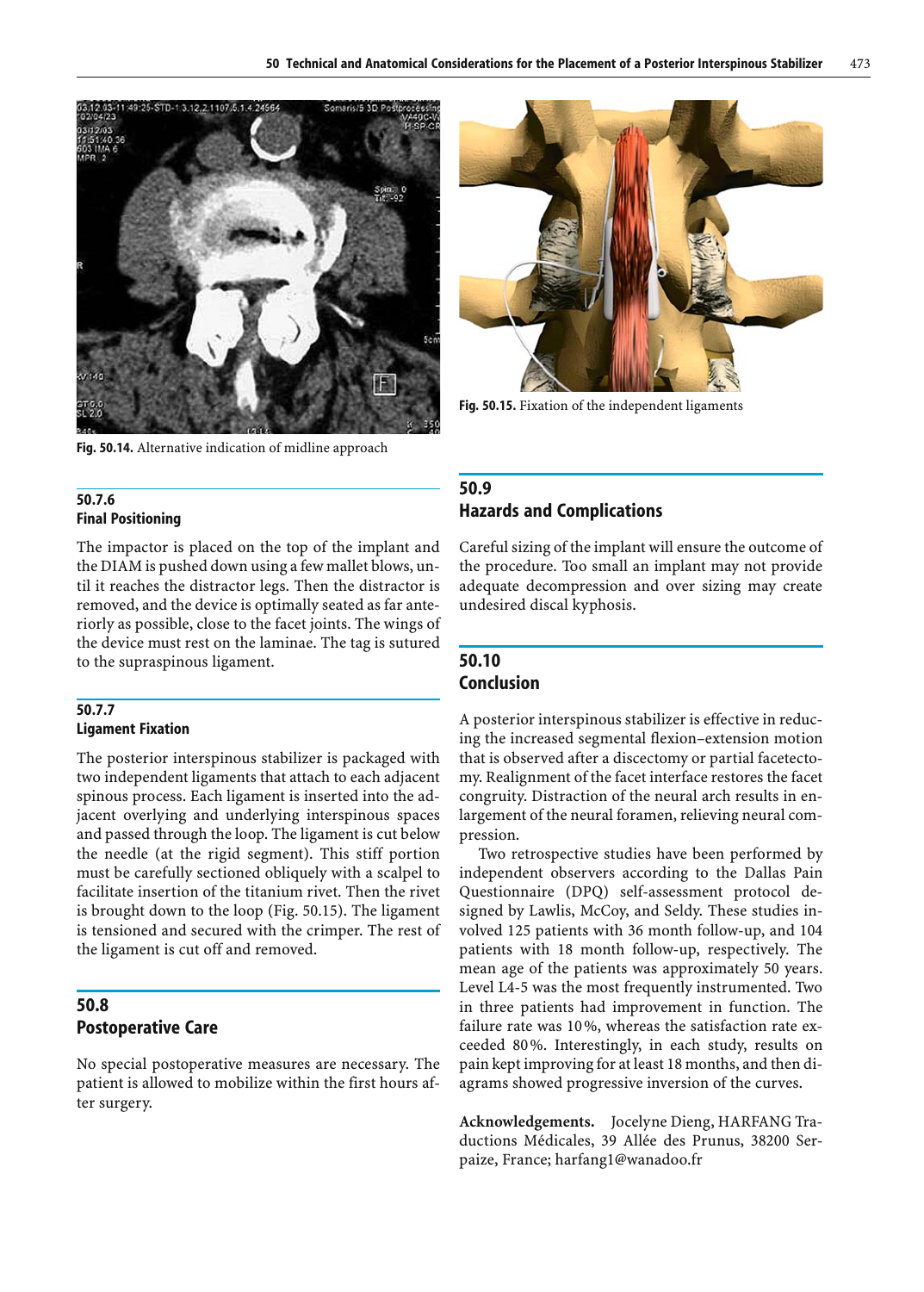Fig. 50.14. Alternative indication of midline approach

Fig. 50.15. Fixation of the independent ligaments

### 50.7.6 Final Positioning

The impactor is placed on the top of the implant and the DIAM is pushed down using a few mallet blows, until it reaches the distractor legs. Then the distractor is removed, and the device is optimally seated as far anteriorly as possible, close to the facet joints. The wings of the device must rest on the laminae. The tag is sutured to the supraspinous ligament.

### 50.7.7 Ligament Fixation

The posterior interspinous stabilizer is packaged with two independent ligaments that attach to each adjacent spinous process. Each ligament is inserted into the adjacent overlying and underlying interspinous spaces and passed through the loop. The ligament is cut below the needle (at the rigid segment). This stiff portion must be carefully sectioned obliquely with a scalpel to facilitate insertion of the titanium rivet. Then the rivet is brought down to the loop (Fig. 50.15). The ligament is tensioned and secured with the crimper. The rest of the ligament is cut off and removed.

## 50.8 Postoperative Care

No special postoperative measures are necessary. The patient is allowed to mobilize within the first hours after surgery.

## 50.9 Hazards and Complications

Careful sizing of the implant will ensure the outcome of the procedure. Too small an implant may not provide adequate decompression and over sizing may create undesired discal kyphosis.

## 50.10 Conclusion

A posterior interspinous stabilizer is effective in reducing the increased segmental flexion–extension motion that is observed after a discectomy or partial facetectomy. Realignment of the facet interface restores the facet congruity. Distraction of the neural arch results in enlargement of the neural foramen, relieving neural compression.

Two retrospective studies have been performed by independent observers according to the Dallas Pain Questionnaire (DPQ) self-assessment protocol designed by Lawlis, McCoy, and Seldy. These studies involved 125 patients with 36 month follow-up, and 104 patients with 18 month follow-up, respectively. The mean age of the patients was approximately 50 years. Level L4-5 was the most frequently instrumented. Two in three patients had improvement in function. The failure rate was 10%, whereas the satisfaction rate exceeded 80%. Interestingly, in each study, results on pain kept improving for at least 18 months, and then diagrams showed progressive inversion of the curves.

**Acknowledgements.** Jocelyne Dieng, HARFANG Traductions Médicales, 39 Allée des Prunus, 38200 Serpaize, France; harfang1@wanadoo.fr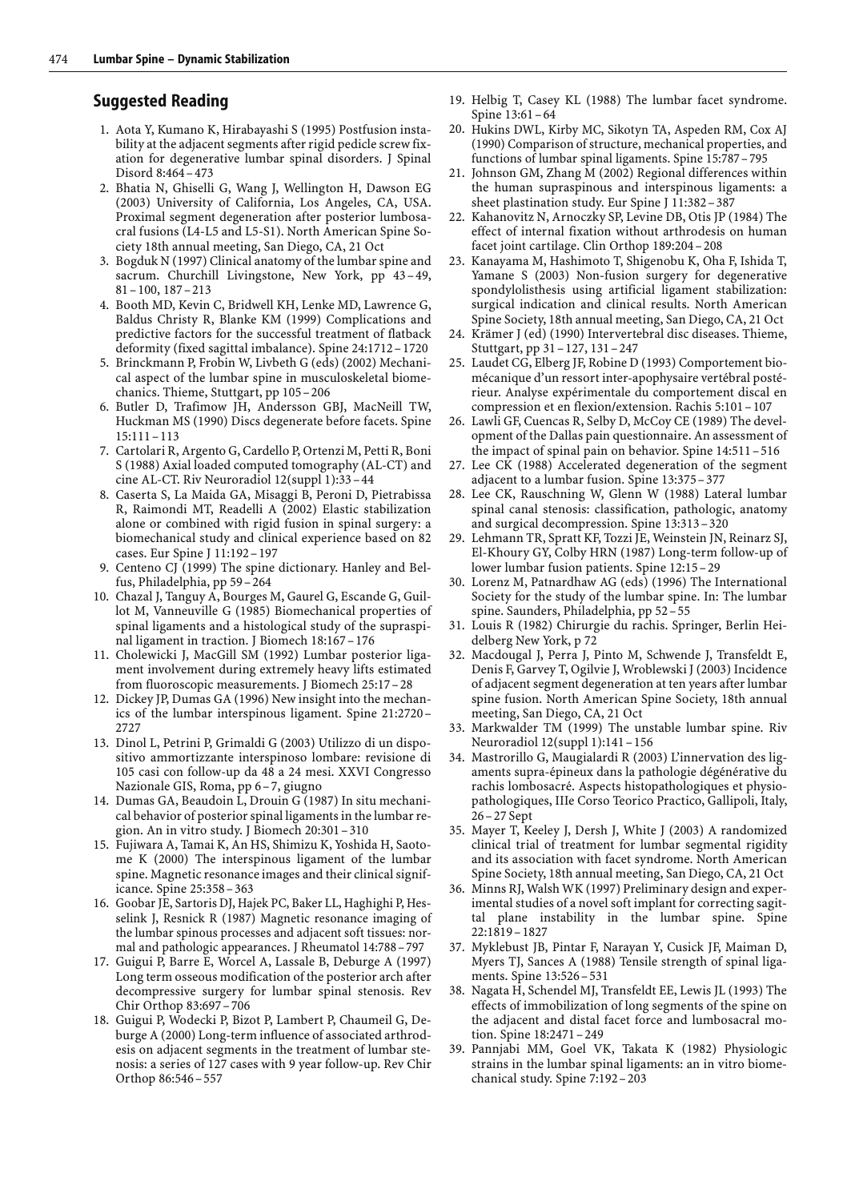## Suggested Reading

1. Aota Y, Kumano K, Hirabayashi S (1995) Postfusion instability at the adjacent segments after rigid pedicle screw fixation for degenerative lumbar spinal disorders. J Spinal Disord 8:464–473
2. Bhatia N, Ghiselli G, Wang J, Wellington H, Dawson EG (2003) University of California, Los Angeles, CA, USA. Proximal segment degeneration after posterior lumbosacral fusions (L4-L5 and L5-S1). North American Spine Society 18th annual meeting, San Diego, CA, 21 Oct
3. Bogduk N (1997) Clinical anatomy of the lumbar spine and sacrum. Churchill Livingstone, New York, pp 43–49, 81–100, 187–213
4. Booth MD, Kevin C, Bridwell KH, Lenke MD, Lawrence G, Baldus Christy R, Blanke KM (1999) Complications and predictive factors for the successful treatment of flatback deformity (fixed sagittal imbalance). Spine 24:1712–1720
5. Brinckmann P, Frobin W, Livbeth G (eds) (2002) Mechanical aspect of the lumbar spine in musculoskeletal biomechanics. Thieme, Stuttgart, pp 105–206
6. Butler D, Trafimow JH, Andersson GBJ, MacNeill TW, Huckman MS (1990) Discs degenerate before facets. Spine 15:111–113
7. Cartolari R, Argento G, Cardello P, Ortenzi M, Petti R, Boni S (1988) Axial loaded computed tomography (AL-CT) and cine AL-CT. Riv Neuroradiol 12(suppl 1):33–44
8. Caserta S, La Maida GA, Misaggi B, Peroni D, Pietrabissa R, Raimondi MT, Readelli A (2002) Elastic stabilization alone or combined with rigid fusion in spinal surgery: a biomechanical study and clinical experience based on 82 cases. Eur Spine J 11:192–197
9. Centeno CJ (1999) The spine dictionary. Hanley and Belfus, Philadelphia, pp 59–264
10. Chazal J, Tanguy A, Bourges M, Gaurel G, Escande G, Guillot M, Vanneuville G (1985) Biomechanical properties of spinal ligaments and a histological study of the supraspinal ligament in traction. J Biomech 18:167–176
11. Cholewicki J, MacGill SM (1992) Lumbar posterior ligament involvement during extremely heavy lifts estimated from fluoroscopic measurements. J Biomech 25:17–28
12. Dickey JP, Dumas GA (1996) New insight into the mechanics of the lumbar interspinous ligament. Spine 21:2720–2727
13. Dinol L, Petrini P, Grimaldi G (2003) Utilizzo di un dispositivo ammortizzante interspinoso lombare: revisione di 105 casi con follow-up da 48 a 24 mesi. XXVI Congresso Nazionale GIS, Roma, pp 6–7, giugno
14. Dumas GA, Beaudoin L, Drouin G (1987) In situ mechanical behavior of posterior spinal ligaments in the lumbar region. An in vitro study. J Biomech 20:301–310
15. Fujiwara A, Tamai K, An HS, Shimizu K, Yoshida H, Saotome K (2000) The interspinous ligament of the lumbar spine. Magnetic resonance images and their clinical significance. Spine 25:358–363
16. Goobar JE, Sartoris DJ, Hajek PC, Baker LL, Haghighi P, Hesselink J, Resnick R (1987) Magnetic resonance imaging of the lumbar spinous processes and adjacent soft tissues: normal and pathologic appearances. J Rheumatol 14:788–797
17. Guigui P, Barre E, Worcel A, Lassale B, Deburge A (1997) Long term osseous modification of the posterior arch after decompressive surgery for lumbar spinal stenosis. Rev Chir Orthop 83:697–706
18. Guigui P, Wodecki P, Bizot P, Lambert P, Chaumeil G, Deburge A (2000) Long-term influence of associated arthrodesis on adjacent segments in the treatment of lumbar stenosis: a series of 127 cases with 9 year follow-up. Rev Chir Orthop 86:546–557
19. Helbig T, Casey KL (1988) The lumbar facet syndrome. Spine 13:61–64
20. Hukins DWL, Kirby MC, Sikotyn TA, Aspeden RM, Cox AJ (1990) Comparison of structure, mechanical properties, and functions of lumbar spinal ligaments. Spine 15:787–795
21. Johnson GM, Zhang M (2002) Regional differences within the human supraspinous and interspinous ligaments: a sheet plastination study. Eur Spine J 11:382–387
22. Kahanovitz N, Arnoczky SP, Levine DB, Otis JP (1984) The effect of internal fixation without arthrodesis on human facet joint cartilage. Clin Orthop 189:204–208
23. Kanayama M, Hashimoto T, Shigenobu K, Oha F, Ishida T, Yamane S (2003) Non-fusion surgery for degenerative spondylolisthesis using artificial ligament stabilization: surgical indication and clinical results. North American Spine Society, 18th annual meeting, San Diego, CA, 21 Oct
24. Krämer J (ed) (1990) Intervertebral disc diseases. Thieme, Stuttgart, pp 31–127, 131–247
25. Laudet CG, Elberg JF, Robine D (1993) Comportement biomécanique d'un ressort inter-apophysaire vertébral postérieur. Analyse expérimentale du comportement discal en compression et en flexion/extension. Rachis 5:101–107
26. Lawli GF, Cuencas R, Selby D, McCoy CE (1989) The development of the Dallas pain questionnaire. An assessment of the impact of spinal pain on behavior. Spine 14:511–516
27. Lee CK (1988) Accelerated degeneration of the segment adjacent to a lumbar fusion. Spine 13:375–377
28. Lee CK, Rauschning W, Glenn W (1988) Lateral lumbar spinal canal stenosis: classification, pathologic, anatomy and surgical decompression. Spine 13:313–320
29. Lehmann TR, Spratt KF, Tozzi JE, Weinstein JN, Reinarz SJ, El-Khoury GY, Colby HRN (1987) Long-term follow-up of lower lumbar fusion patients. Spine 12:15–29
30. Lorenz M, Patnardhaw AG (eds) (1996) The International Society for the study of the lumbar spine. In: The lumbar spine. Saunders, Philadelphia, pp 52–55
31. Louis R (1982) Chirurgie du rachis. Springer, Berlin Heidelberg New York, p 72
32. Macdougal J, Perra J, Pinto M, Schwende J, Transfeldt E, Denis F, Garvey T, Ogilvie J, Wroblewski J (2003) Incidence of adjacent segment degeneration at ten years after lumbar spine fusion. North American Spine Society, 18th annual meeting, San Diego, CA, 21 Oct
33. Markwalder TM (1999) The unstable lumbar spine. Riv Neuroradiol 12(suppl 1):141–156
34. Mastrorillo G, Maugialardi R (2003) L'innervation des ligaments supra-épineux dans la pathologie dégénérative du rachis lombosacré. Aspects histopathologiques et physiopathologiques, IIIe Corso Teorico Practico, Gallipoli, Italy, 26–27 Sept
35. Mayer T, Keeley J, Dersh J, White J (2003) A randomized clinical trial of treatment for lumbar segmental rigidity and its association with facet syndrome. North American Spine Society, 18th annual meeting, San Diego, CA, 21 Oct
36. Minns RJ, Walsh WK (1997) Preliminary design and experimental studies of a novel soft implant for correcting sagittal plane instability in the lumbar spine. Spine 22:1819–1827
37. Myklebust JB, Pintar F, Narayan Y, Cusick JF, Maiman D, Myers TJ, Sances A (1988) Tensile strength of spinal ligaments. Spine 13:526–531
38. Nagata H, Schendel MJ, Transfeldt EE, Lewis JL (1993) The effects of immobilization of long segments of the spine on the adjacent and distal facet force and lumbosacral motion. Spine 18:2471–249
39. Pannjabi MM, Goel VK, Takata K (1982) Physiologic strains in the lumbar spinal ligaments: an in vitro biomechanical study. Spine 7:192–203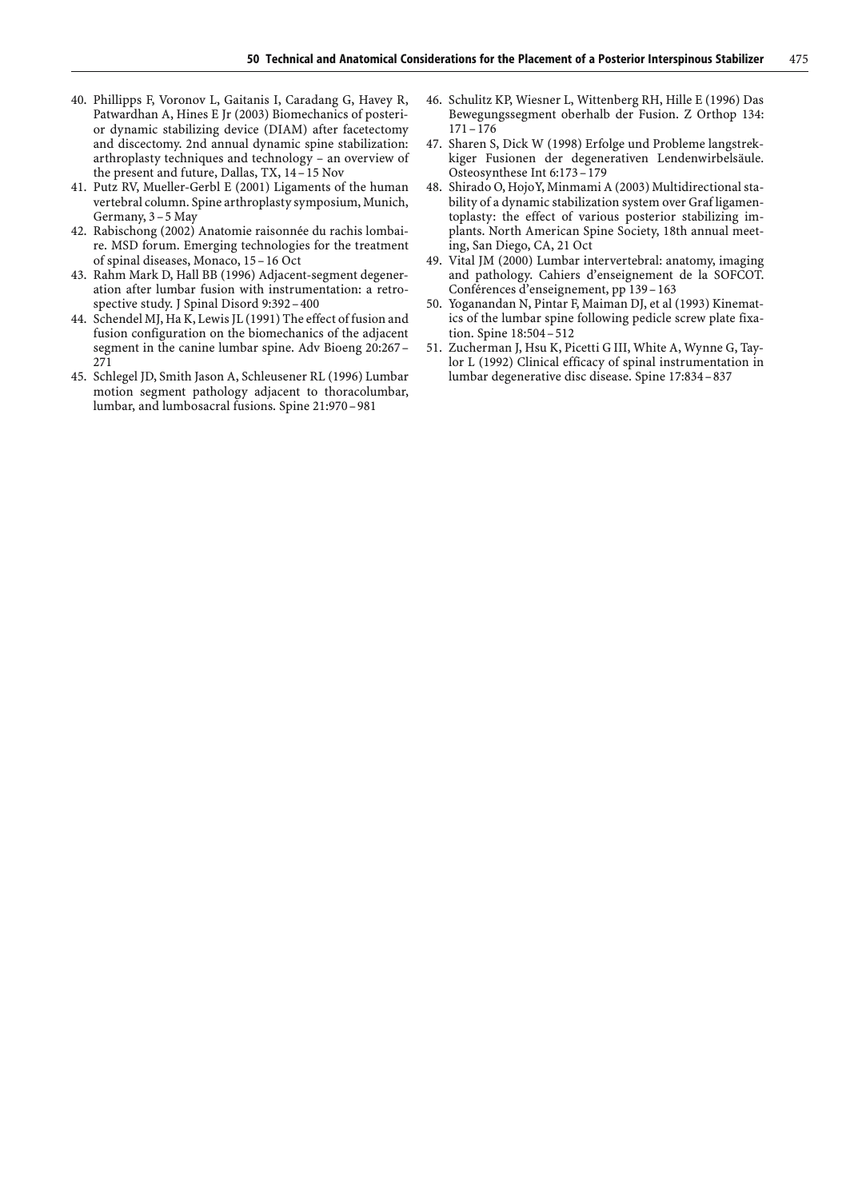40. Phillipps F, Voronov L, Gaitanis I, Caradang G, Havey R, Patwardhan A, Hines E Jr (2003) Biomechanics of posterior dynamic stabilizing device (DIAM) after facetectomy and discectomy. 2nd annual dynamic spine stabilization: arthroplasty techniques and technology – an overview of the present and future, Dallas, TX, 14 – 15 Nov
41. Putz RV, Mueller-Gerbl E (2001) Ligaments of the human vertebral column. Spine arthroplasty symposium, Munich, Germany, 3 – 5 May
42. Rabischong (2002) Anatomie raisonnée du rachis lombaire. MSD forum. Emerging technologies for the treatment of spinal diseases, Monaco, 15 – 16 Oct
43. Rahm Mark D, Hall BB (1996) Adjacent-segment degeneration after lumbar fusion with instrumentation: a retrospective study. J Spinal Disord 9:392 – 400
44. Schendel MJ, Ha K, Lewis JL (1991) The effect of fusion and fusion configuration on the biomechanics of the adjacent segment in the canine lumbar spine. Adv Bioeng 20:267 – 271
45. Schlegel JD, Smith Jason A, Schleusener RL (1996) Lumbar motion segment pathology adjacent to thoracolumbar, lumbar, and lumbosacral fusions. Spine 21:970 – 981
46. Schulitz KP, Wiesner L, Wittenberg RH, Hille E (1996) Das Bewegungssegment oberhalb der Fusion. Z Orthop 134: 171 – 176
47. Sharen S, Dick W (1998) Erfolge und Probleme langstrekkiger Fusionen der degenerativen Lendenwirbelsäule. Osteosynthese Int 6:173 – 179
48. Shirado O, HojoY, Minmami A (2003) Multidirectional stability of a dynamic stabilization system over Graf ligamentoplasty: the effect of various posterior stabilizing implants. North American Spine Society, 18th annual meeting, San Diego, CA, 21 Oct
49. Vital JM (2000) Lumbar intervertebral: anatomy, imaging and pathology. Cahiers d'enseignement de la SOFCOT. Conférences d'enseignement, pp 139 – 163
50. Yoganandan N, Pintar F, Maiman DJ, et al (1993) Kinematics of the lumbar spine following pedicle screw plate fixation. Spine 18:504 – 512
51. Zucherman J, Hsu K, Picetti G III, White A, Wynne G, Taylor L (1992) Clinical efficacy of spinal instrumentation in lumbar degenerative disc disease. Spine 17:834 – 837